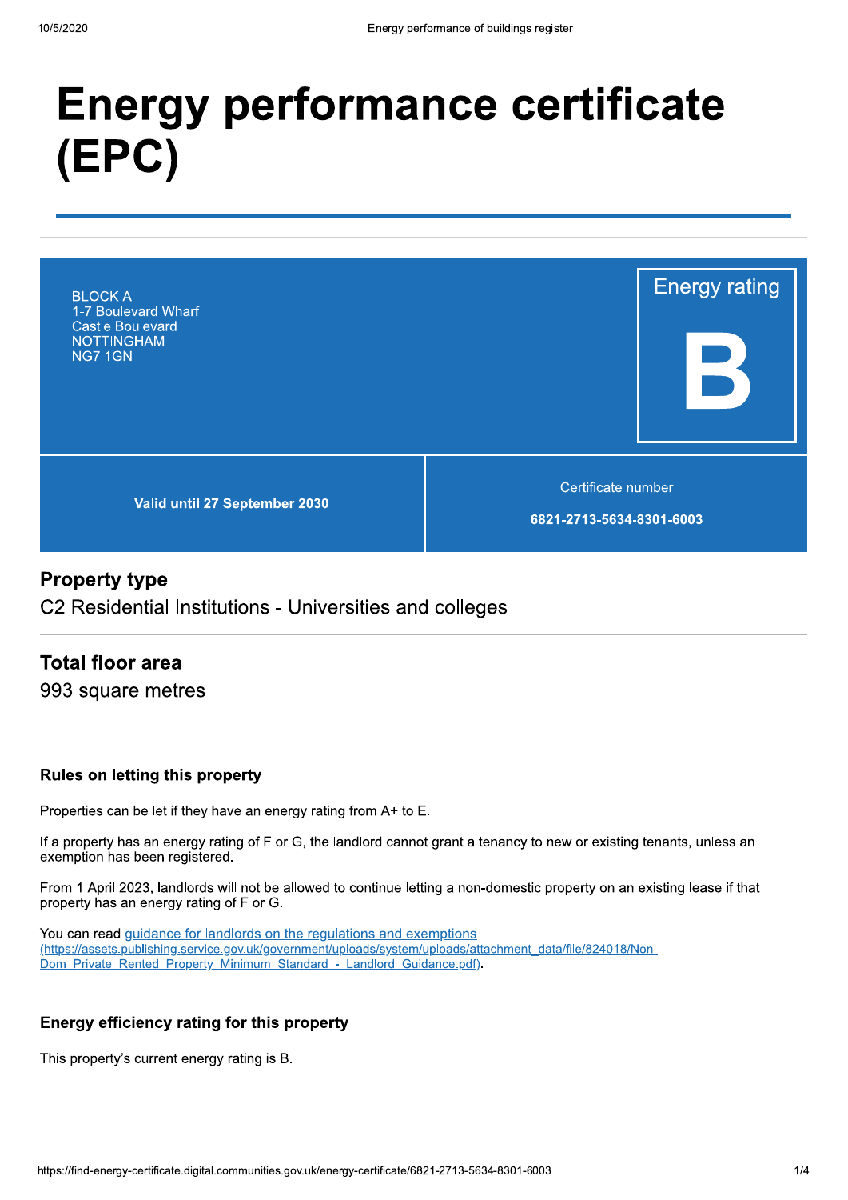# Energy performance certificate (EPC)

BLOCK A
1-7 Boulevard Wharf
Castle Boulevard
NOTTINGHAM
NG7 1GN

Energy rating

**B**

**Valid until 27 September 2030**

Certificate number

**6821-2713-5634-8301-6003**

## Property type

C2 Residential Institutions - Universities and colleges

## Total floor area

993 square metres

### Rules on letting this property

Properties can be let if they have an energy rating from A+ to E.

If a property has an energy rating of F or G, the landlord cannot grant a tenancy to new or existing tenants, unless an exemption has been registered.

From 1 April 2023, landlords will not be allowed to continue letting a non-domestic property on an existing lease if that property has an energy rating of F or G.

You can read [guidance for landlords on the regulations and exemptions (https://assets.publishing.service.gov.uk/government/uploads/system/uploads/attachment_data/file/824018/Non-Dom_Private_Rented_Property_Minimum_Standard_-_Landlord_Guidance.pdf)](https://assets.publishing.service.gov.uk/government/uploads/system/uploads/attachment_data/file/824018/Non-Dom_Private_Rented_Property_Minimum_Standard_-_Landlord_Guidance.pdf).

### Energy efficiency rating for this property

This property's current energy rating is B.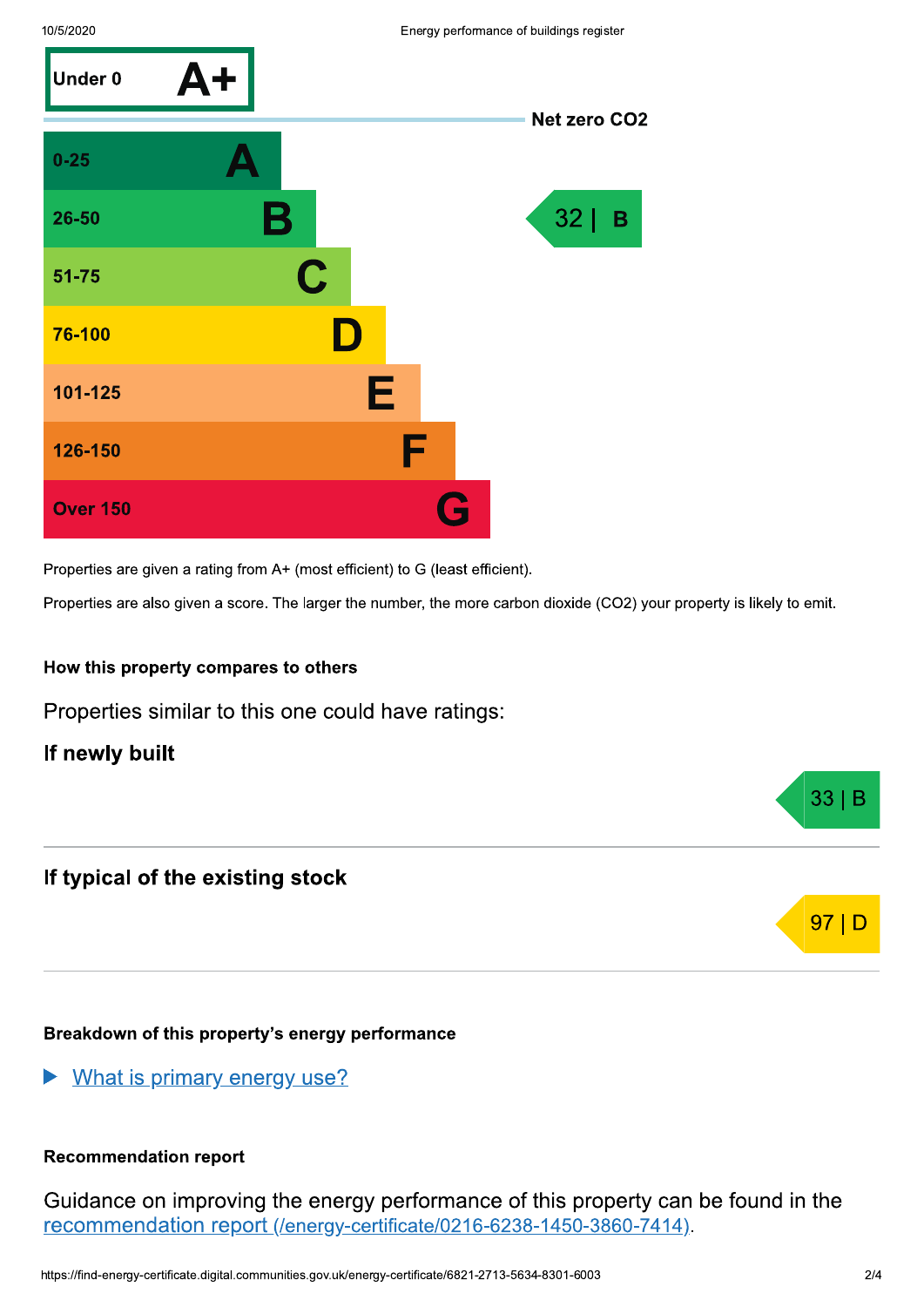| Score | Rating |
| --- | --- |
| Under 0 | A+ |
| 0-25 | A |
| 26-50 | B |
| 51-75 | C |
| 76-100 | D |
| 101-125 | E |
| 126-150 | F |
| Over 150 | G |

Net zero $CO_2$

This property: 32 | B

Properties are given a rating from A+ (most efficient) to G (least efficient).

Properties are also given a score. The larger the number, the more carbon dioxide ($CO_2$) your property is likely to emit.

### How this property compares to others

Properties similar to this one could have ratings:

**If newly built**

33 | B

**If typical of the existing stock**

97 | D

### Breakdown of this property's energy performance

▶ [What is primary energy use?]

### Recommendation report

Guidance on improving the energy performance of this property can be found in the [recommendation report (/energy-certificate/0216-6238-1450-3860-7414)](/energy-certificate/0216-6238-1450-3860-7414).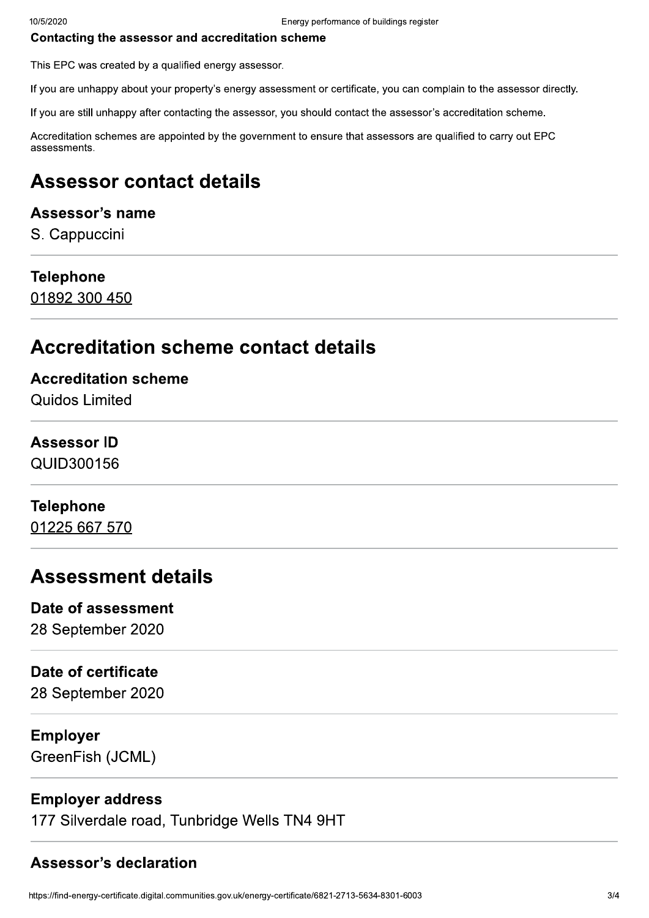### Contacting the assessor and accreditation scheme

This EPC was created by a qualified energy assessor.

If you are unhappy about your property's energy assessment or certificate, you can complain to the assessor directly.

If you are still unhappy after contacting the assessor, you should contact the assessor's accreditation scheme.

Accreditation schemes are appointed by the government to ensure that assessors are qualified to carry out EPC assessments.

# Assessor contact details

### Assessor's name

S. Cappuccini

### Telephone

01892 300 450

# Accreditation scheme contact details

### Accreditation scheme

Quidos Limited

### Assessor ID

QUID300156

### Telephone

01225 667 570

# Assessment details

### Date of assessment

28 September 2020

### Date of certificate

28 September 2020

### Employer

GreenFish (JCML)

### Employer address

177 Silverdale road, Tunbridge Wells TN4 9HT

### Assessor's declaration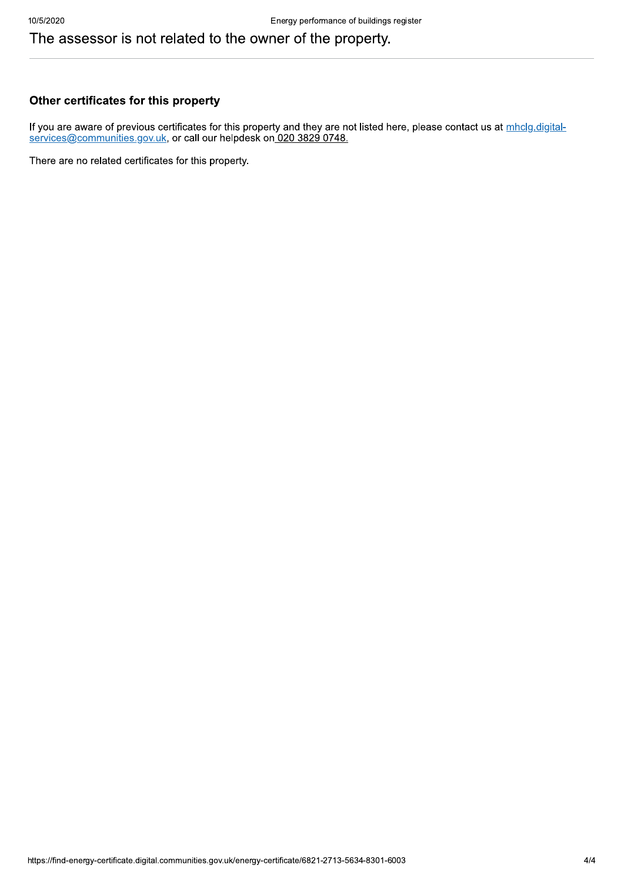The assessor is not related to the owner of the property.

### Other certificates for this property

If you are aware of previous certificates for this property and they are not listed here, please contact us at mhclg.digital-services@communities.gov.uk, or call our helpdesk on 020 3829 0748.

There are no related certificates for this property.